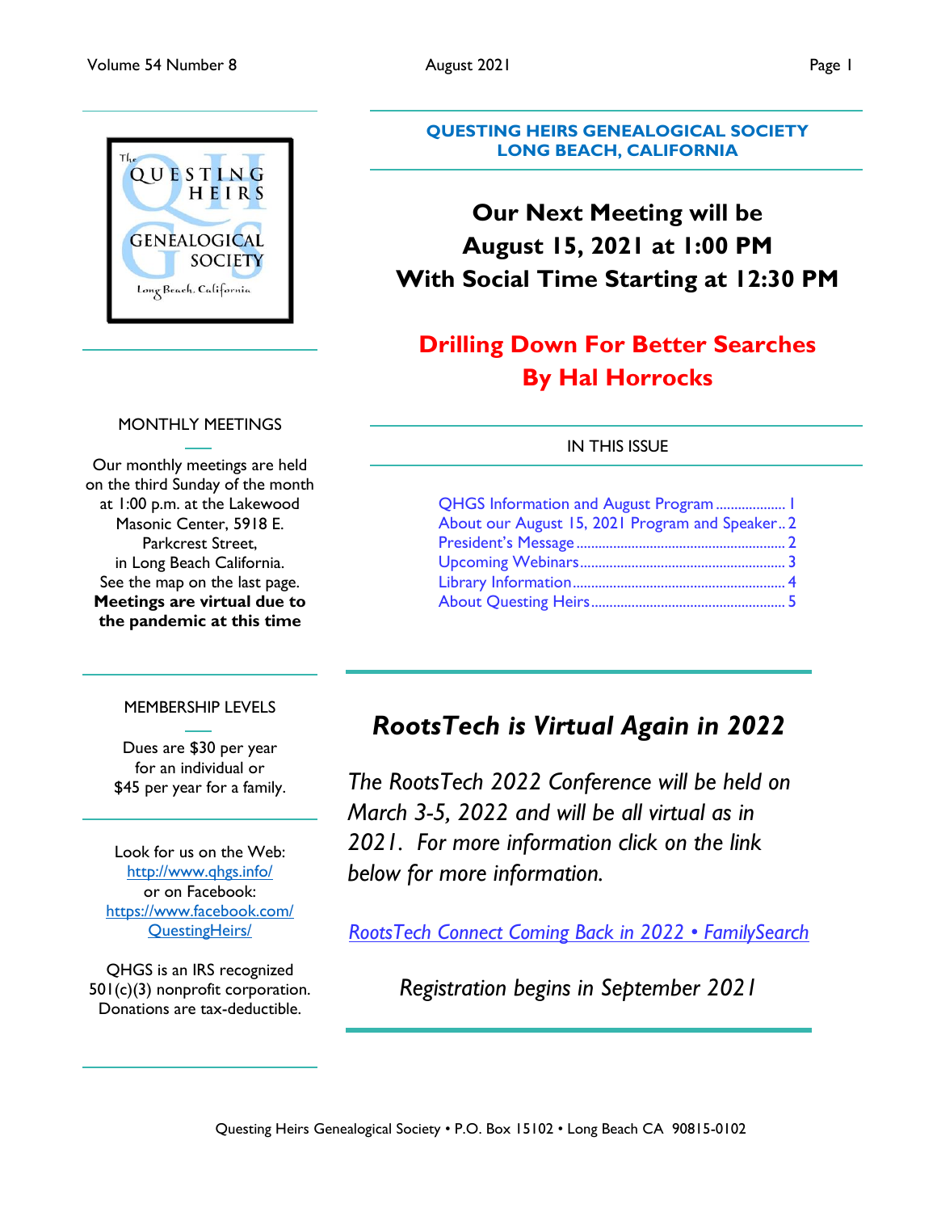# QUESTING HEIRS GENEALOGICAL SOCIETY
## LONG BEACH, CALIFORNIA

**Our Next Meeting will be**
**August 15, 2021 at 1:00 PM**
**With Social Time Starting at 12:30 PM**

## Drilling Down For Better Searches
## By Hal Horrocks

### IN THIS ISSUE

- QHGS Information and August Program .................. 1
- About our August 15, 2021 Program and Speaker .. 2
- President's Message ........................................ 2
- Upcoming Webinars .......................................... 3
- Library Information ........................................... 4
- About Questing Heirs ........................................ 5

### MONTHLY MEETINGS

Our monthly meetings are held on the third Sunday of the month at 1:00 p.m. at the Lakewood Masonic Center, 5918 E. Parkcrest Street, in Long Beach California. See the map on the last page. **Meetings are virtual due to the pandemic at this time**

### MEMBERSHIP LEVELS

Dues are $30 per year for an individual or $45 per year for a family.

Look for us on the Web: http://www.qhgs.info/ or on Facebook: https://www.facebook.com/QuestingHeirs/

QHGS is an IRS recognized 501(c)(3) nonprofit corporation. Donations are tax-deductible.

## *RootsTech is Virtual Again in 2022*

*The RootsTech 2022 Conference will be held on March 3-5, 2022 and will be all virtual as in 2021. For more information click on the link below for more information.*

*RootsTech Connect Coming Back in 2022 • FamilySearch*

*Registration begins in September 2021*

Questing Heirs Genealogical Society • P.O. Box 15102 • Long Beach CA 90815-0102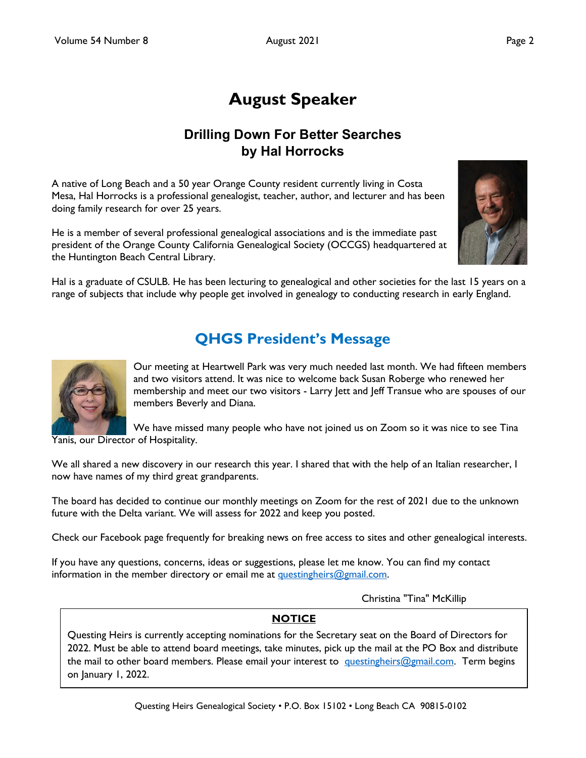# August Speaker

## Drilling Down For Better Searches
## by Hal Horrocks

A native of Long Beach and a 50 year Orange County resident currently living in Costa Mesa, Hal Horrocks is a professional genealogist, teacher, author, and lecturer and has been doing family research for over 25 years.

He is a member of several professional genealogical associations and is the immediate past president of the Orange County California Genealogical Society (OCCGS) headquartered at the Huntington Beach Central Library.

Hal is a graduate of CSULB. He has been lecturing to genealogical and other societies for the last 15 years on a range of subjects that include why people get involved in genealogy to conducting research in early England.

# QHGS President's Message

Our meeting at Heartwell Park was very much needed last month. We had fifteen members and two visitors attend. It was nice to welcome back Susan Roberge who renewed her membership and meet our two visitors - Larry Jett and Jeff Transue who are spouses of our members Beverly and Diana.

We have missed many people who have not joined us on Zoom so it was nice to see Tina Yanis, our Director of Hospitality.

We all shared a new discovery in our research this year. I shared that with the help of an Italian researcher, I now have names of my third great grandparents.

The board has decided to continue our monthly meetings on Zoom for the rest of 2021 due to the unknown future with the Delta variant. We will assess for 2022 and keep you posted.

Check our Facebook page frequently for breaking news on free access to sites and other genealogical interests.

If you have any questions, concerns, ideas or suggestions, please let me know. You can find my contact information in the member directory or email me at questingheirs@gmail.com.

Christina "Tina" McKillip

**NOTICE**

Questing Heirs is currently accepting nominations for the Secretary seat on the Board of Directors for 2022. Must be able to attend board meetings, take minutes, pick up the mail at the PO Box and distribute the mail to other board members. Please email your interest to questingheirs@gmail.com. Term begins on January 1, 2022.

Questing Heirs Genealogical Society • P.O. Box 15102 • Long Beach CA 90815-0102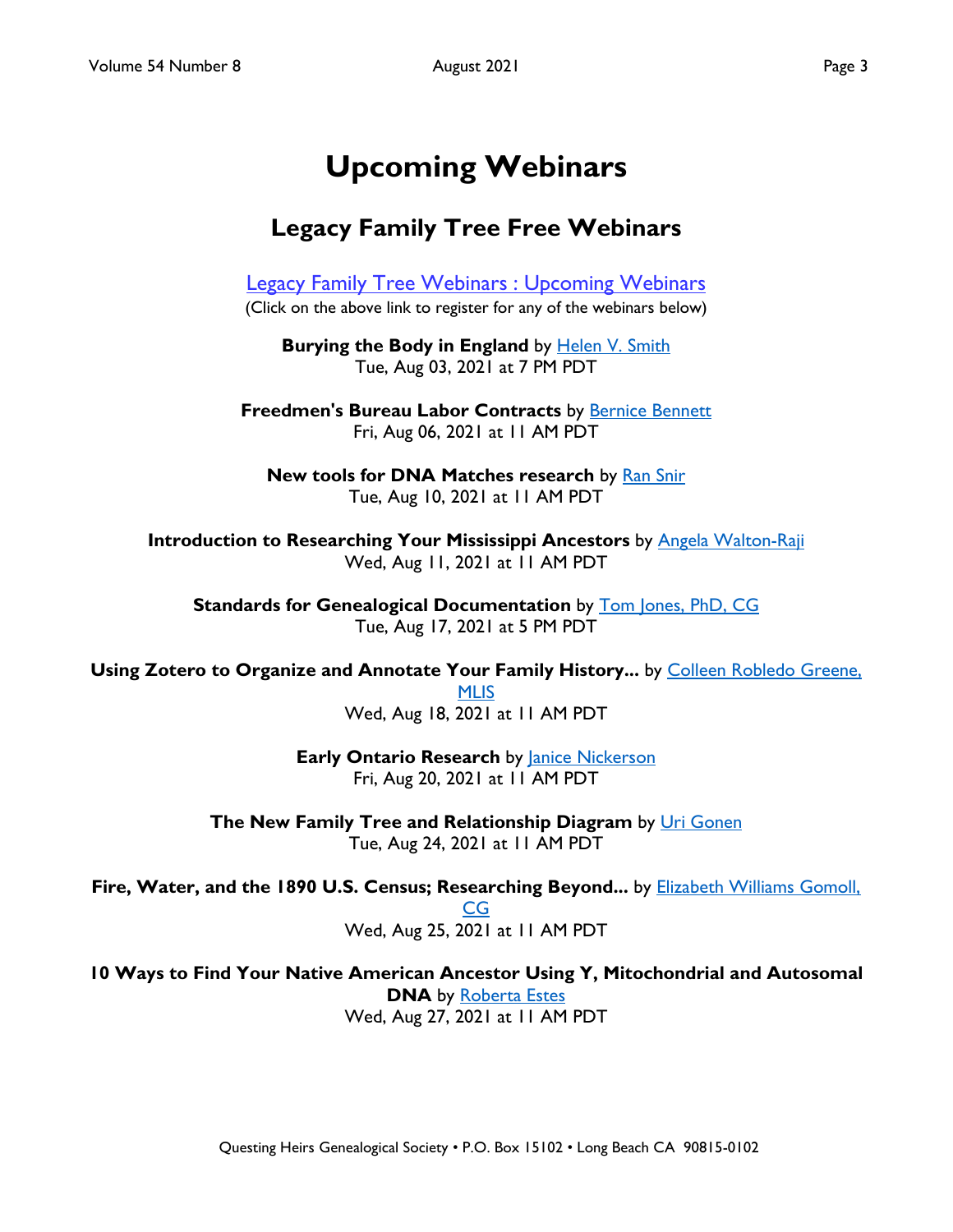# Upcoming Webinars

## Legacy Family Tree Free Webinars

Legacy Family Tree Webinars : Upcoming Webinars

(Click on the above link to register for any of the webinars below)

**Burying the Body in England** by Helen V. Smith
Tue, Aug 03, 2021 at 7 PM PDT

**Freedmen's Bureau Labor Contracts** by Bernice Bennett
Fri, Aug 06, 2021 at 11 AM PDT

**New tools for DNA Matches research** by Ran Snir
Tue, Aug 10, 2021 at 11 AM PDT

**Introduction to Researching Your Mississippi Ancestors** by Angela Walton-Raji
Wed, Aug 11, 2021 at 11 AM PDT

**Standards for Genealogical Documentation** by Tom Jones, PhD, CG
Tue, Aug 17, 2021 at 5 PM PDT

**Using Zotero to Organize and Annotate Your Family History...** by Colleen Robledo Greene, MLIS
Wed, Aug 18, 2021 at 11 AM PDT

**Early Ontario Research** by Janice Nickerson
Fri, Aug 20, 2021 at 11 AM PDT

**The New Family Tree and Relationship Diagram** by Uri Gonen
Tue, Aug 24, 2021 at 11 AM PDT

**Fire, Water, and the 1890 U.S. Census; Researching Beyond...** by Elizabeth Williams Gomoll, CG
Wed, Aug 25, 2021 at 11 AM PDT

**10 Ways to Find Your Native American Ancestor Using Y, Mitochondrial and Autosomal DNA** by Roberta Estes
Wed, Aug 27, 2021 at 11 AM PDT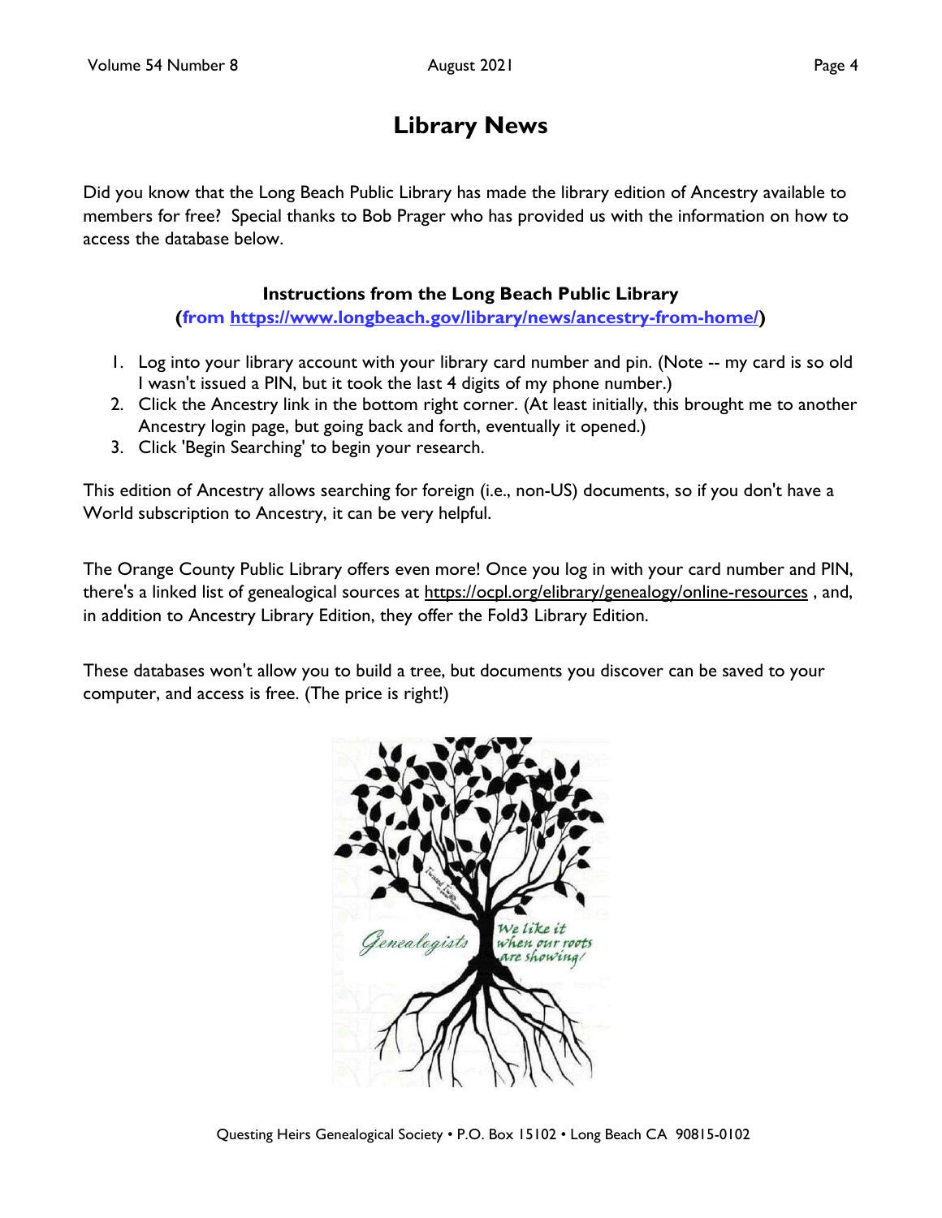# Library News

Did you know that the Long Beach Public Library has made the library edition of Ancestry available to members for free? Special thanks to Bob Prager who has provided us with the information on how to access the database below.

**Instructions from the Long Beach Public Library**
**(from https://www.longbeach.gov/library/news/ancestry-from-home/)**

1. Log into your library account with your library card number and pin. (Note -- my card is so old I wasn't issued a PIN, but it took the last 4 digits of my phone number.)
2. Click the Ancestry link in the bottom right corner. (At least initially, this brought me to another Ancestry login page, but going back and forth, eventually it opened.)
3. Click 'Begin Searching' to begin your research.

This edition of Ancestry allows searching for foreign (i.e., non-US) documents, so if you don't have a World subscription to Ancestry, it can be very helpful.

The Orange County Public Library offers even more! Once you log in with your card number and PIN, there's a linked list of genealogical sources at https://ocpl.org/elibrary/genealogy/online-resources , and, in addition to Ancestry Library Edition, they offer the Fold3 Library Edition.

These databases won't allow you to build a tree, but documents you discover can be saved to your computer, and access is free. (The price is right!)

Questing Heirs Genealogical Society • P.O. Box 15102 • Long Beach CA 90815-0102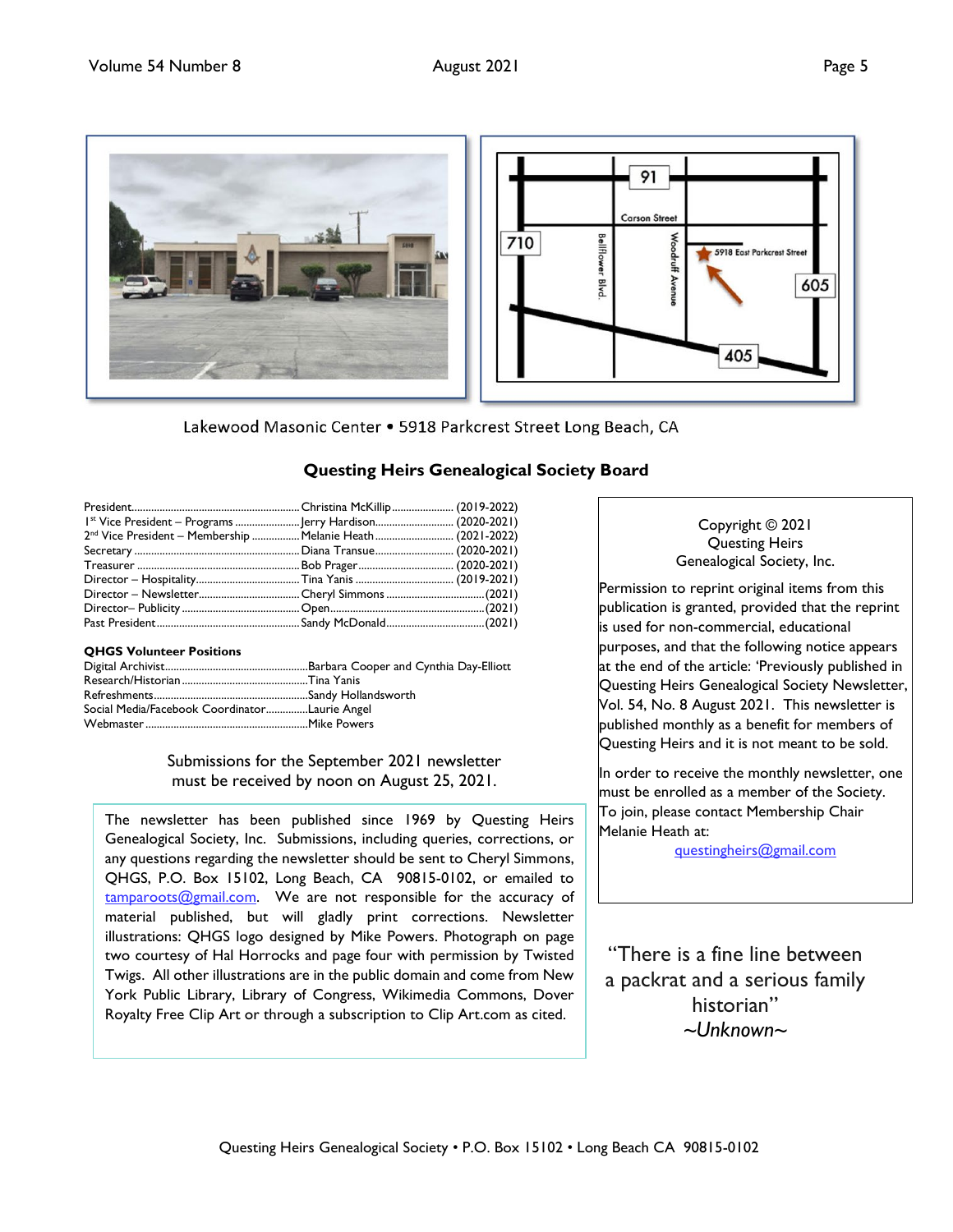91

Carson Street

710

Bellflower Blvd.

Woodruff Avenue

5918 East Parkcrest Street

605

405

Lakewood Masonic Center • 5918 Parkcrest Street Long Beach, CA

## Questing Heirs Genealogical Society Board

| | | |
|---|---|---|
| President | Christina McKillip | (2019-2022) |
| 1st Vice President – Programs | Jerry Hardison | (2020-2021) |
| 2nd Vice President – Membership | Melanie Heath | (2021-2022) |
| Secretary | Diana Transue | (2020-2021) |
| Treasurer | Bob Prager | (2020-2021) |
| Director – Hospitality | Tina Yanis | (2019-2021) |
| Director – Newsletter | Cheryl Simmons | (2021) |
| Director– Publicity | Open | (2021) |
| Past President | Sandy McDonald | (2021) |

**QHGS Volunteer Positions**

| | |
|---|---|
| Digital Archivist | Barbara Cooper and Cynthia Day-Elliott |
| Research/Historian | Tina Yanis |
| Refreshments | Sandy Hollandsworth |
| Social Media/Facebook Coordinator | Laurie Angel |
| Webmaster | Mike Powers |

Submissions for the September 2021 newsletter must be received by noon on August 25, 2021.

The newsletter has been published since 1969 by Questing Heirs Genealogical Society, Inc. Submissions, including queries, corrections, or any questions regarding the newsletter should be sent to Cheryl Simmons, QHGS, P.O. Box 15102, Long Beach, CA 90815-0102, or emailed to tamparoots@gmail.com. We are not responsible for the accuracy of material published, but will gladly print corrections. Newsletter illustrations: QHGS logo designed by Mike Powers. Photograph on page two courtesy of Hal Horrocks and page four with permission by Twisted Twigs. All other illustrations are in the public domain and come from New York Public Library, Library of Congress, Wikimedia Commons, Dover Royalty Free Clip Art or through a subscription to Clip Art.com as cited.

Copyright © 2021
Questing Heirs
Genealogical Society, Inc.

Permission to reprint original items from this publication is granted, provided that the reprint is used for non-commercial, educational purposes, and that the following notice appears at the end of the article: 'Previously published in Questing Heirs Genealogical Society Newsletter, Vol. 54, No. 8 August 2021. This newsletter is published monthly as a benefit for members of Questing Heirs and it is not meant to be sold.

In order to receive the monthly newsletter, one must be enrolled as a member of the Society. To join, please contact Membership Chair Melanie Heath at:
questingheirs@gmail.com

"There is a fine line between a packrat and a serious family historian"
*~Unknown~*

Questing Heirs Genealogical Society • P.O. Box 15102 • Long Beach CA 90815-0102